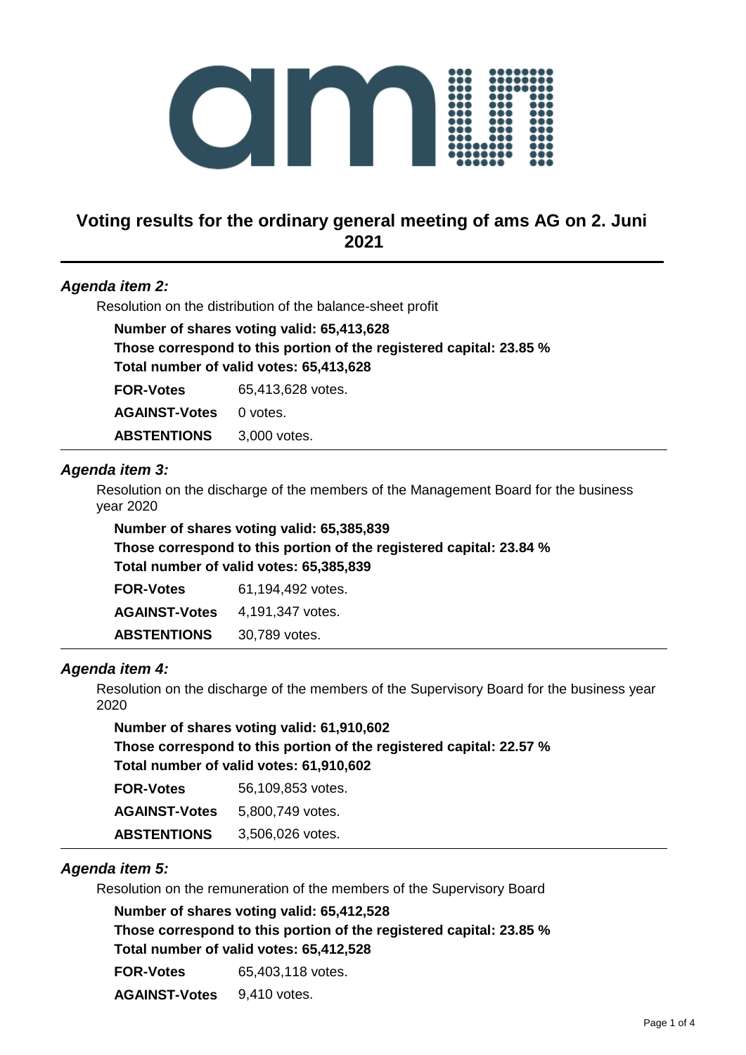# Voting results for the ordinary general meeting of ams AG on 2. Juni 2021

### *Agenda item 2:*

Resolution on the distribution of the balance-sheet profit

**Number of shares voting valid: 65,413,628**
**Those correspond to this portion of the registered capital: 23.85 %**
**Total number of valid votes: 65,413,628**

| | |
|---|---|
| **FOR-Votes** | 65,413,628 votes. |
| **AGAINST-Votes** | 0 votes. |
| **ABSTENTIONS** | 3,000 votes. |

### *Agenda item 3:*

Resolution on the discharge of the members of the Management Board for the business year 2020

**Number of shares voting valid: 65,385,839**
**Those correspond to this portion of the registered capital: 23.84 %**
**Total number of valid votes: 65,385,839**

| | |
|---|---|
| **FOR-Votes** | 61,194,492 votes. |
| **AGAINST-Votes** | 4,191,347 votes. |
| **ABSTENTIONS** | 30,789 votes. |

### *Agenda item 4:*

Resolution on the discharge of the members of the Supervisory Board for the business year 2020

**Number of shares voting valid: 61,910,602**
**Those correspond to this portion of the registered capital: 22.57 %**
**Total number of valid votes: 61,910,602**

| | |
|---|---|
| **FOR-Votes** | 56,109,853 votes. |
| **AGAINST-Votes** | 5,800,749 votes. |
| **ABSTENTIONS** | 3,506,026 votes. |

### *Agenda item 5:*

Resolution on the remuneration of the members of the Supervisory Board

**Number of shares voting valid: 65,412,528**
**Those correspond to this portion of the registered capital: 23.85 %**
**Total number of valid votes: 65,412,528**

| | |
|---|---|
| **FOR-Votes** | 65,403,118 votes. |
| **AGAINST-Votes** | 9,410 votes. |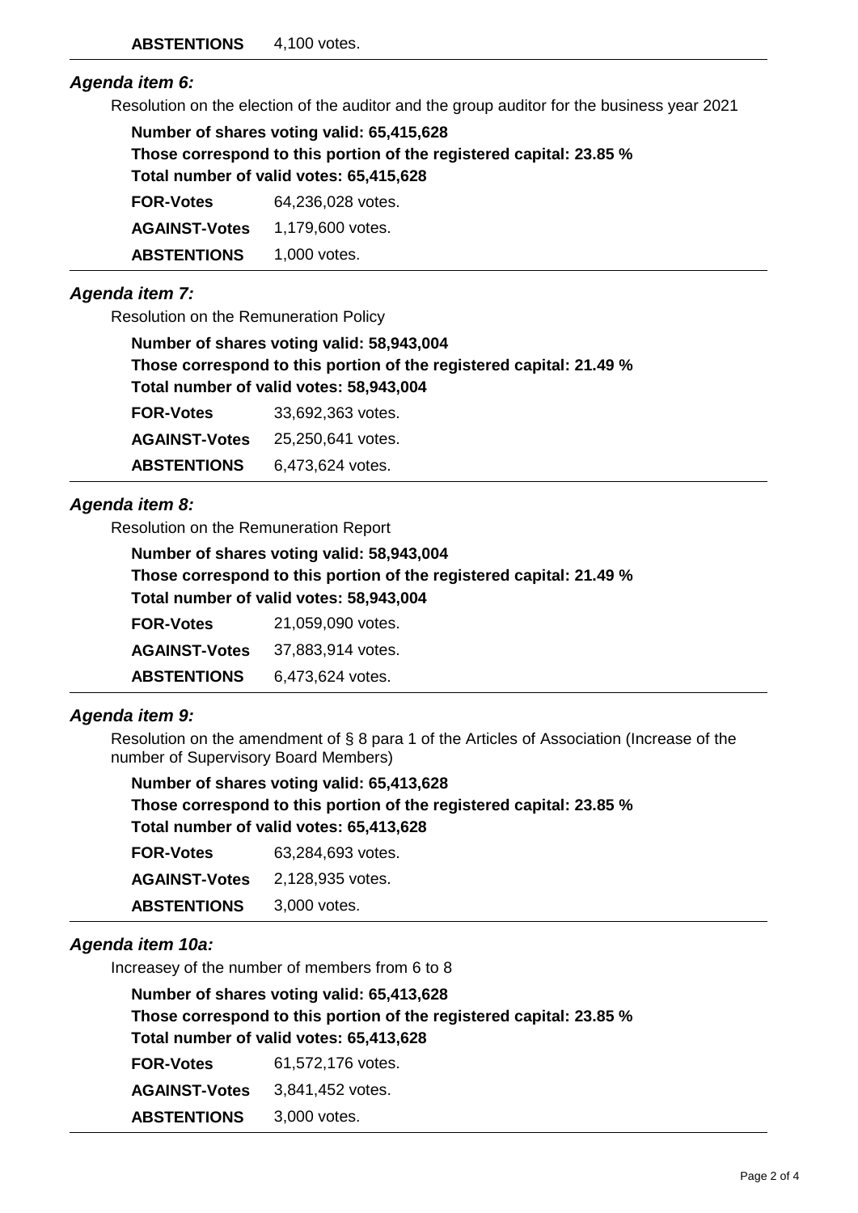| | |
|---|---|
| **ABSTENTIONS** | 4,100 votes. |

***Agenda item 6:***

Resolution on the election of the auditor and the group auditor for the business year 2021

**Number of shares voting valid: 65,415,628**
**Those correspond to this portion of the registered capital: 23.85 %**
**Total number of valid votes: 65,415,628**

| | |
|---|---|
| **FOR-Votes** | 64,236,028 votes. |
| **AGAINST-Votes** | 1,179,600 votes. |
| **ABSTENTIONS** | 1,000 votes. |

***Agenda item 7:***

Resolution on the Remuneration Policy

**Number of shares voting valid: 58,943,004**
**Those correspond to this portion of the registered capital: 21.49 %**
**Total number of valid votes: 58,943,004**

| | |
|---|---|
| **FOR-Votes** | 33,692,363 votes. |
| **AGAINST-Votes** | 25,250,641 votes. |
| **ABSTENTIONS** | 6,473,624 votes. |

***Agenda item 8:***

Resolution on the Remuneration Report

**Number of shares voting valid: 58,943,004**
**Those correspond to this portion of the registered capital: 21.49 %**
**Total number of valid votes: 58,943,004**

| | |
|---|---|
| **FOR-Votes** | 21,059,090 votes. |
| **AGAINST-Votes** | 37,883,914 votes. |
| **ABSTENTIONS** | 6,473,624 votes. |

***Agenda item 9:***

Resolution on the amendment of § 8 para 1 of the Articles of Association (Increase of the number of Supervisory Board Members)

**Number of shares voting valid: 65,413,628**
**Those correspond to this portion of the registered capital: 23.85 %**
**Total number of valid votes: 65,413,628**

| | |
|---|---|
| **FOR-Votes** | 63,284,693 votes. |
| **AGAINST-Votes** | 2,128,935 votes. |
| **ABSTENTIONS** | 3,000 votes. |

***Agenda item 10a:***

Increasey of the number of members from 6 to 8

**Number of shares voting valid: 65,413,628**
**Those correspond to this portion of the registered capital: 23.85 %**
**Total number of valid votes: 65,413,628**

| | |
|---|---|
| **FOR-Votes** | 61,572,176 votes. |
| **AGAINST-Votes** | 3,841,452 votes. |
| **ABSTENTIONS** | 3,000 votes. |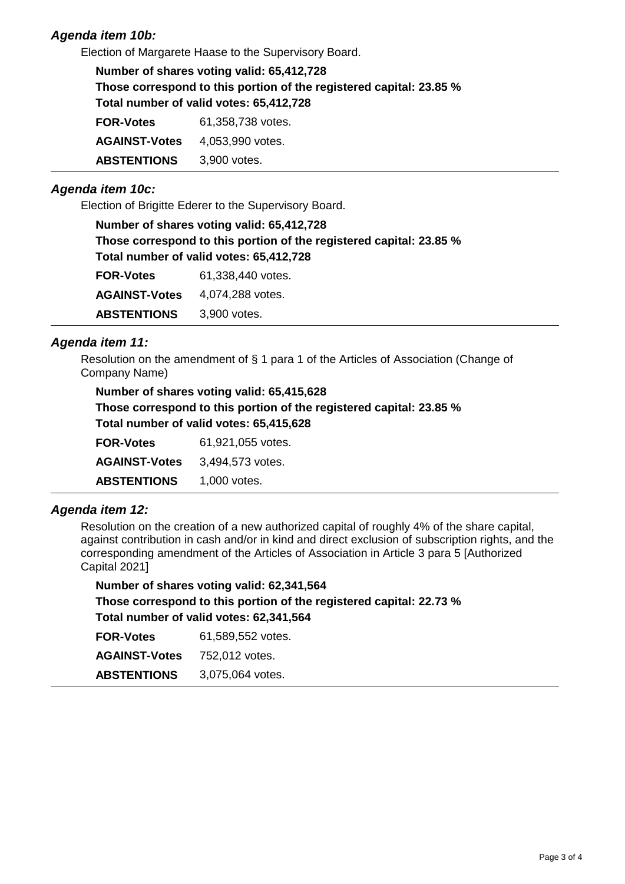### *Agenda item 10b:*

Election of Margarete Haase to the Supervisory Board.

**Number of shares voting valid: 65,412,728**
**Those correspond to this portion of the registered capital: 23.85 %**
**Total number of valid votes: 65,412,728**

| | |
|---|---|
| **FOR-Votes** | 61,358,738 votes. |
| **AGAINST-Votes** | 4,053,990 votes. |
| **ABSTENTIONS** | 3,900 votes. |

### *Agenda item 10c:*

Election of Brigitte Ederer to the Supervisory Board.

**Number of shares voting valid: 65,412,728**
**Those correspond to this portion of the registered capital: 23.85 %**
**Total number of valid votes: 65,412,728**

| | |
|---|---|
| **FOR-Votes** | 61,338,440 votes. |
| **AGAINST-Votes** | 4,074,288 votes. |
| **ABSTENTIONS** | 3,900 votes. |

### *Agenda item 11:*

Resolution on the amendment of § 1 para 1 of the Articles of Association (Change of Company Name)

**Number of shares voting valid: 65,415,628**
**Those correspond to this portion of the registered capital: 23.85 %**
**Total number of valid votes: 65,415,628**

| | |
|---|---|
| **FOR-Votes** | 61,921,055 votes. |
| **AGAINST-Votes** | 3,494,573 votes. |
| **ABSTENTIONS** | 1,000 votes. |

### *Agenda item 12:*

Resolution on the creation of a new authorized capital of roughly 4% of the share capital, against contribution in cash and/or in kind and direct exclusion of subscription rights, and the corresponding amendment of the Articles of Association in Article 3 para 5 [Authorized Capital 2021]

**Number of shares voting valid: 62,341,564**
**Those correspond to this portion of the registered capital: 22.73 %**
**Total number of valid votes: 62,341,564**

| | |
|---|---|
| **FOR-Votes** | 61,589,552 votes. |
| **AGAINST-Votes** | 752,012 votes. |
| **ABSTENTIONS** | 3,075,064 votes. |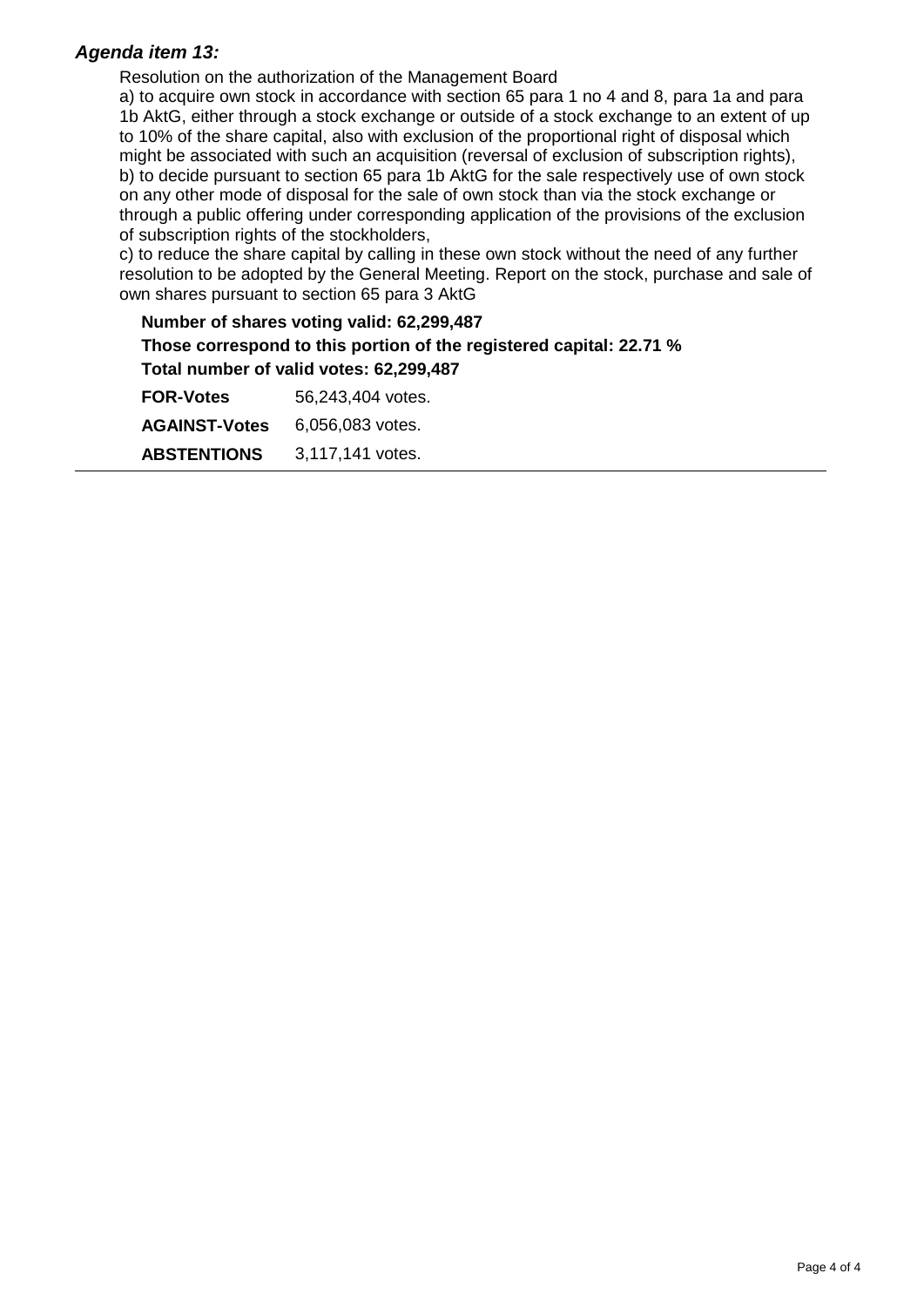***Agenda item 13:***

Resolution on the authorization of the Management Board
a) to acquire own stock in accordance with section 65 para 1 no 4 and 8, para 1a and para 1b AktG, either through a stock exchange or outside of a stock exchange to an extent of up to 10% of the share capital, also with exclusion of the proportional right of disposal which might be associated with such an acquisition (reversal of exclusion of subscription rights),
b) to decide pursuant to section 65 para 1b AktG for the sale respectively use of own stock on any other mode of disposal for the sale of own stock than via the stock exchange or through a public offering under corresponding application of the provisions of the exclusion of subscription rights of the stockholders,
c) to reduce the share capital by calling in these own stock without the need of any further resolution to be adopted by the General Meeting. Report on the stock, purchase and sale of own shares pursuant to section 65 para 3 AktG

**Number of shares voting valid: 62,299,487**

**Those correspond to this portion of the registered capital: 22.71 %**

**Total number of valid votes: 62,299,487**

| | |
|---|---|
| **FOR-Votes** | 56,243,404 votes. |
| **AGAINST-Votes** | 6,056,083 votes. |
| **ABSTENTIONS** | 3,117,141 votes. |